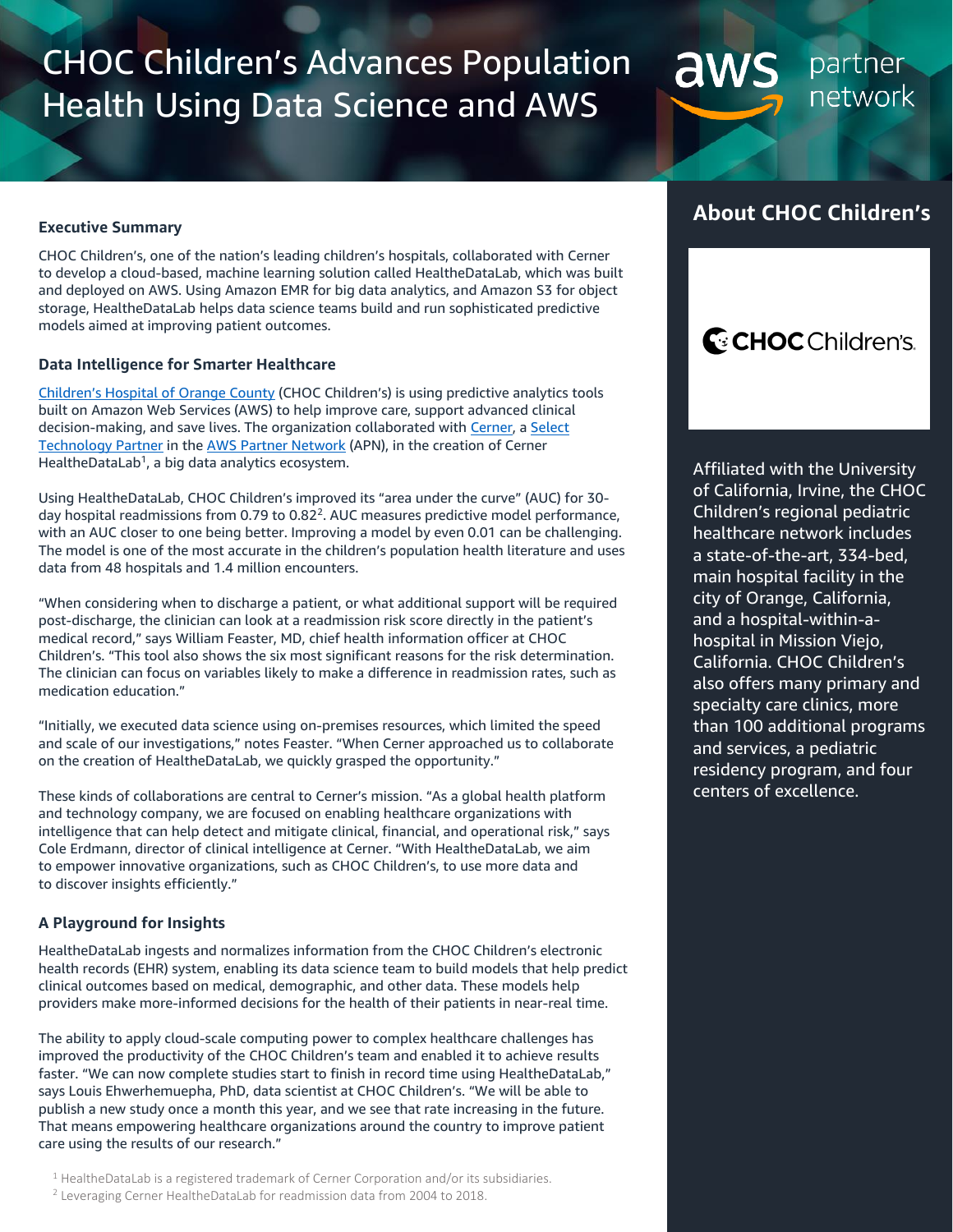# CHOC Children's Advances Population Health Using Data Science and AWS

### Executive Summary

CHOC Children's, one of the nation's leading children's hospitals, collaborated with Cerner to develop a cloud-based, machine learning solution called HealtheDataLab, which was built and deployed on AWS. Using Amazon EMR for big data analytics, and Amazon S3 for object storage, HealtheDataLab helps data science teams build and run sophisticated predictive models aimed at improving patient outcomes.

### Data Intelligence for Smarter Healthcare

Children's Hospital of Orange County (CHOC Children's) is using predictive analytics tools built on Amazon Web Services (AWS) to help improve care, support advanced clinical decision-making, and save lives. The organization collaborated with Cerner, a Select Technology Partner in the AWS Partner Network (APN), in the creation of Cerner HealtheDataLab[1], a big data analytics ecosystem.

Using HealtheDataLab, CHOC Children's improved its "area under the curve" (AUC) for 30-day hospital readmissions from 0.79 to 0.82[2]. AUC measures predictive model performance, with an AUC closer to one being better. Improving a model by even 0.01 can be challenging. The model is one of the most accurate in the children's population health literature and uses data from 48 hospitals and 1.4 million encounters.

"When considering when to discharge a patient, or what additional support will be required post-discharge, the clinician can look at a readmission risk score directly in the patient's medical record," says William Feaster, MD, chief health information officer at CHOC Children's. "This tool also shows the six most significant reasons for the risk determination. The clinician can focus on variables likely to make a difference in readmission rates, such as medication education."

"Initially, we executed data science using on-premises resources, which limited the speed and scale of our investigations," notes Feaster. "When Cerner approached us to collaborate on the creation of HealtheDataLab, we quickly grasped the opportunity."

These kinds of collaborations are central to Cerner's mission. "As a global health platform and technology company, we are focused on enabling healthcare organizations with intelligence that can help detect and mitigate clinical, financial, and operational risk," says Cole Erdmann, director of clinical intelligence at Cerner. "With HealtheDataLab, we aim to empower innovative organizations, such as CHOC Children's, to use more data and to discover insights efficiently."

### A Playground for Insights

HealtheDataLab ingests and normalizes information from the CHOC Children's electronic health records (EHR) system, enabling its data science team to build models that help predict clinical outcomes based on medical, demographic, and other data. These models help providers make more-informed decisions for the health of their patients in near-real time.

The ability to apply cloud-scale computing power to complex healthcare challenges has improved the productivity of the CHOC Children's team and enabled it to achieve results faster. "We can now complete studies start to finish in record time using HealtheDataLab," says Louis Ehwerhemuepha, PhD, data scientist at CHOC Children's. "We will be able to publish a new study once a month this year, and we see that rate increasing in the future. That means empowering healthcare organizations around the country to improve patient care using the results of our research."

[1] HealtheDataLab is a registered trademark of Cerner Corporation and/or its subsidiaries.

[2] Leveraging Cerner HealtheDataLab for readmission data from 2004 to 2018.

## About CHOC Children's

CHOC Children's

Affiliated with the University of California, Irvine, the CHOC Children's regional pediatric healthcare network includes a state-of-the-art, 334-bed, main hospital facility in the city of Orange, California, and a hospital-within-a-hospital in Mission Viejo, California. CHOC Children's also offers many primary and specialty care clinics, more than 100 additional programs and services, a pediatric residency program, and four centers of excellence.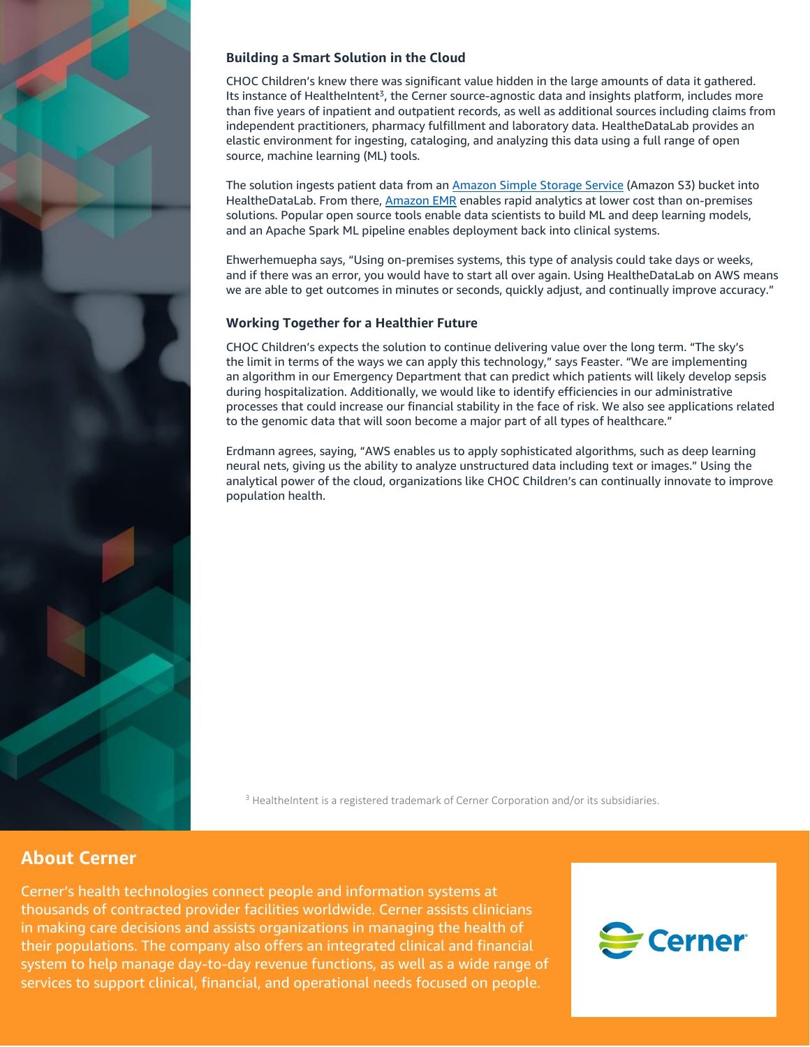### Building a Smart Solution in the Cloud

CHOC Children's knew there was significant value hidden in the large amounts of data it gathered. Its instance of HealtheIntent[3], the Cerner source-agnostic data and insights platform, includes more than five years of inpatient and outpatient records, as well as additional sources including claims from independent practitioners, pharmacy fulfillment and laboratory data. HealtheDataLab provides an elastic environment for ingesting, cataloging, and analyzing this data using a full range of open source, machine learning (ML) tools.

The solution ingests patient data from an Amazon Simple Storage Service (Amazon S3) bucket into HealtheDataLab. From there, Amazon EMR enables rapid analytics at lower cost than on-premises solutions. Popular open source tools enable data scientists to build ML and deep learning models, and an Apache Spark ML pipeline enables deployment back into clinical systems.

Ehwerhemuepha says, "Using on-premises systems, this type of analysis could take days or weeks, and if there was an error, you would have to start all over again. Using HealtheDataLab on AWS means we are able to get outcomes in minutes or seconds, quickly adjust, and continually improve accuracy."

### Working Together for a Healthier Future

CHOC Children's expects the solution to continue delivering value over the long term. "The sky's the limit in terms of the ways we can apply this technology," says Feaster. "We are implementing an algorithm in our Emergency Department that can predict which patients will likely develop sepsis during hospitalization. Additionally, we would like to identify efficiencies in our administrative processes that could increase our financial stability in the face of risk. We also see applications related to the genomic data that will soon become a major part of all types of healthcare."

Erdmann agrees, saying, "AWS enables us to apply sophisticated algorithms, such as deep learning neural nets, giving us the ability to analyze unstructured data including text or images." Using the analytical power of the cloud, organizations like CHOC Children's can continually innovate to improve population health.

[3] HealtheIntent is a registered trademark of Cerner Corporation and/or its subsidiaries.

## About Cerner

Cerner's health technologies connect people and information systems at thousands of contracted provider facilities worldwide. Cerner assists clinicians in making care decisions and assists organizations in managing the health of their populations. The company also offers an integrated clinical and financial system to help manage day-to-day revenue functions, as well as a wide range of services to support clinical, financial, and operational needs focused on people.

Cerner